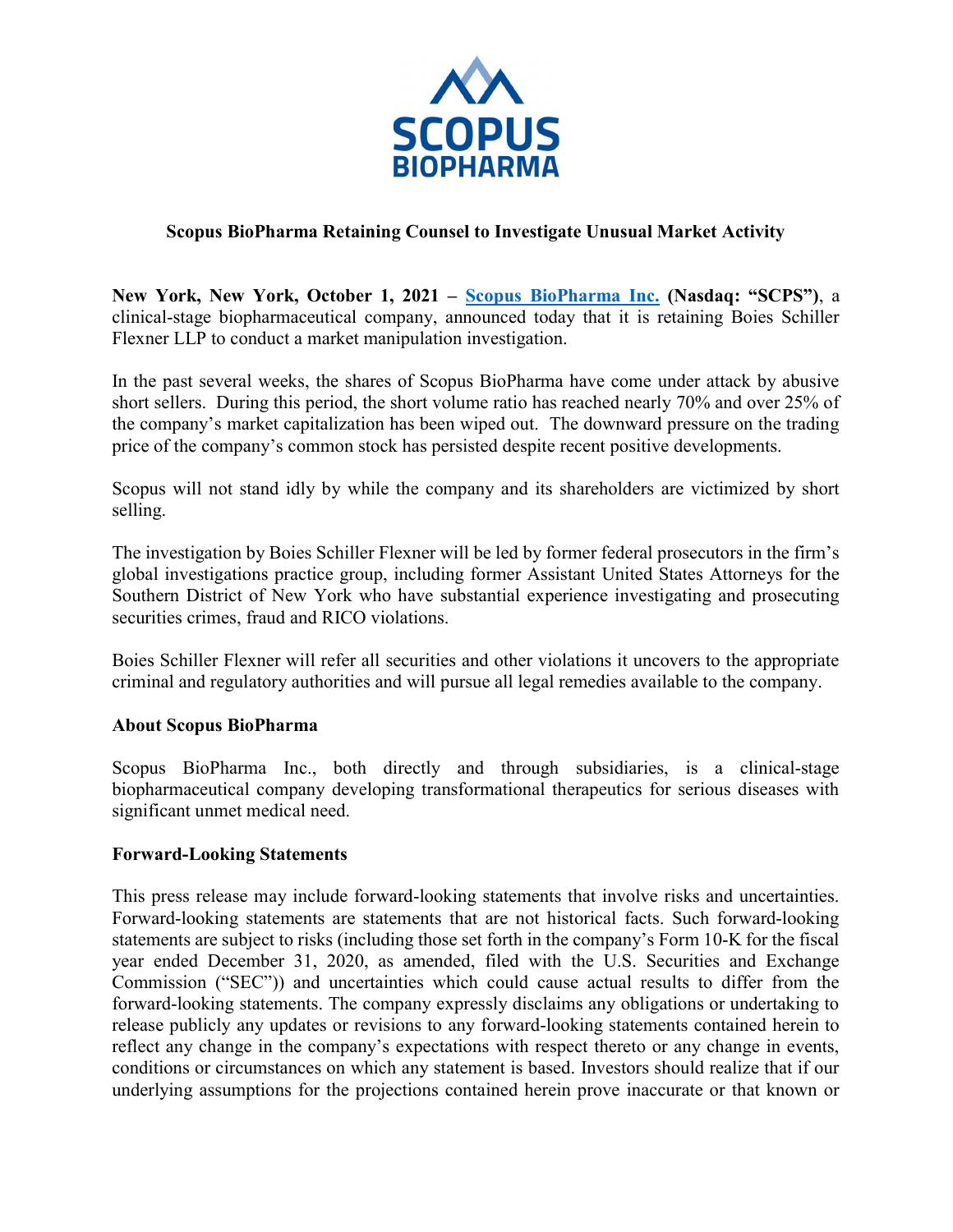# Scopus BioPharma Retaining Counsel to Investigate Unusual Market Activity

**New York, New York, October 1, 2021 – Scopus BioPharma Inc. (Nasdaq: "SCPS")**, a clinical-stage biopharmaceutical company, announced today that it is retaining Boies Schiller Flexner LLP to conduct a market manipulation investigation.

In the past several weeks, the shares of Scopus BioPharma have come under attack by abusive short sellers. During this period, the short volume ratio has reached nearly 70% and over 25% of the company's market capitalization has been wiped out. The downward pressure on the trading price of the company's common stock has persisted despite recent positive developments.

Scopus will not stand idly by while the company and its shareholders are victimized by short selling.

The investigation by Boies Schiller Flexner will be led by former federal prosecutors in the firm's global investigations practice group, including former Assistant United States Attorneys for the Southern District of New York who have substantial experience investigating and prosecuting securities crimes, fraud and RICO violations.

Boies Schiller Flexner will refer all securities and other violations it uncovers to the appropriate criminal and regulatory authorities and will pursue all legal remedies available to the company.

### About Scopus BioPharma

Scopus BioPharma Inc., both directly and through subsidiaries, is a clinical-stage biopharmaceutical company developing transformational therapeutics for serious diseases with significant unmet medical need.

### Forward-Looking Statements

This press release may include forward-looking statements that involve risks and uncertainties. Forward-looking statements are statements that are not historical facts. Such forward-looking statements are subject to risks (including those set forth in the company's Form 10-K for the fiscal year ended December 31, 2020, as amended, filed with the U.S. Securities and Exchange Commission ("SEC")) and uncertainties which could cause actual results to differ from the forward-looking statements. The company expressly disclaims any obligations or undertaking to release publicly any updates or revisions to any forward-looking statements contained herein to reflect any change in the company's expectations with respect thereto or any change in events, conditions or circumstances on which any statement is based. Investors should realize that if our underlying assumptions for the projections contained herein prove inaccurate or that known or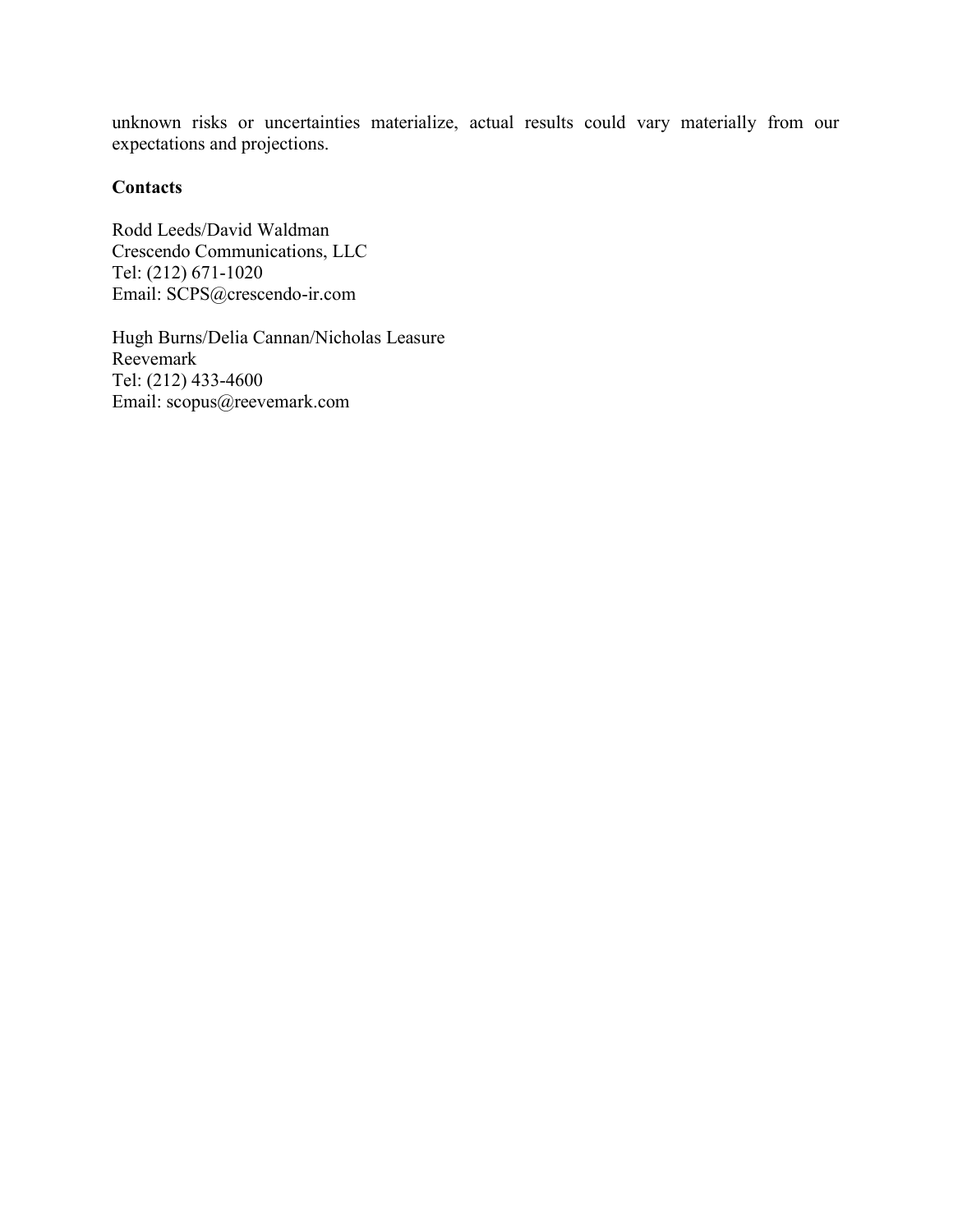unknown risks or uncertainties materialize, actual results could vary materially from our expectations and projections.

**Contacts**

Rodd Leeds/David Waldman
Crescendo Communications, LLC
Tel: (212) 671-1020
Email: SCPS@crescendo-ir.com

Hugh Burns/Delia Cannan/Nicholas Leasure
Reevemark
Tel: (212) 433-4600
Email: scopus@reevemark.com